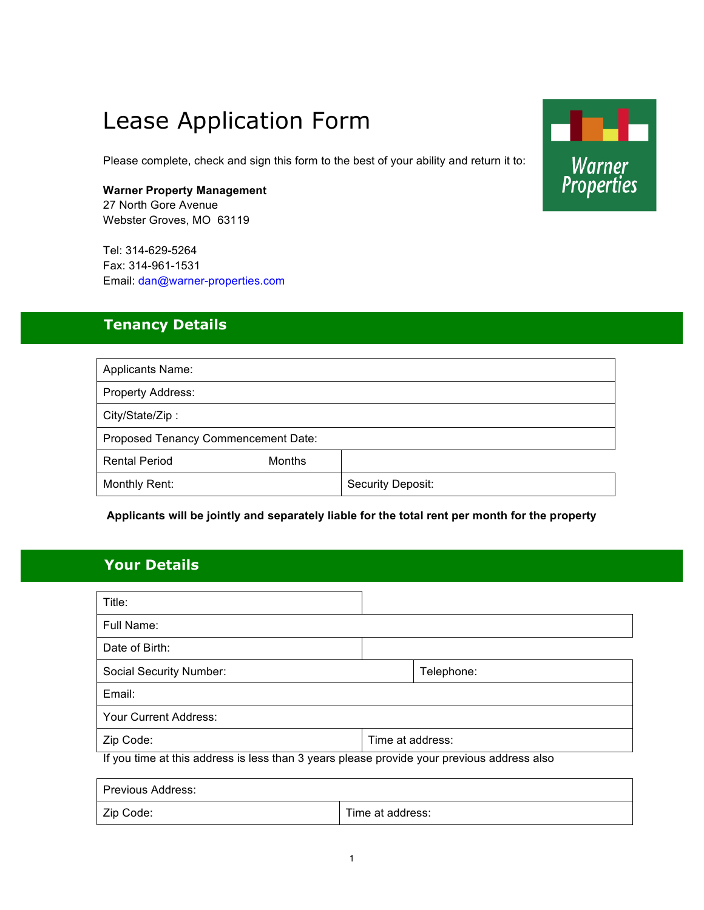# Lease Application Form

Please complete, check and sign this form to the best of your ability and return it to:

**Warner Property Management**
27 North Gore Avenue
Webster Groves, MO  63119

Tel: 314-629-5264
Fax: 314-961-1531
Email: dan@warner-properties.com

## Tenancy Details

| | |
|---|---|
| Applicants Name: | |
| Property Address: | |
| City/State/Zip : | |
| Proposed Tenancy Commencement Date: | |
| Rental Period Months | |
| Monthly Rent: | Security Deposit: |

**Applicants will be jointly and separately liable for the total rent per month for the property**

## Your Details

| | |
|---|---|
| Title: | |
| Full Name: | |
| Date of Birth: | |
| Social Security Number: | Telephone: |
| Email: | |
| Your Current Address: | |
| Zip Code: | Time at address: |

If you time at this address is less than 3 years please provide your previous address also

| | |
|---|---|
| Previous Address: | |
| Zip Code: | Time at address: |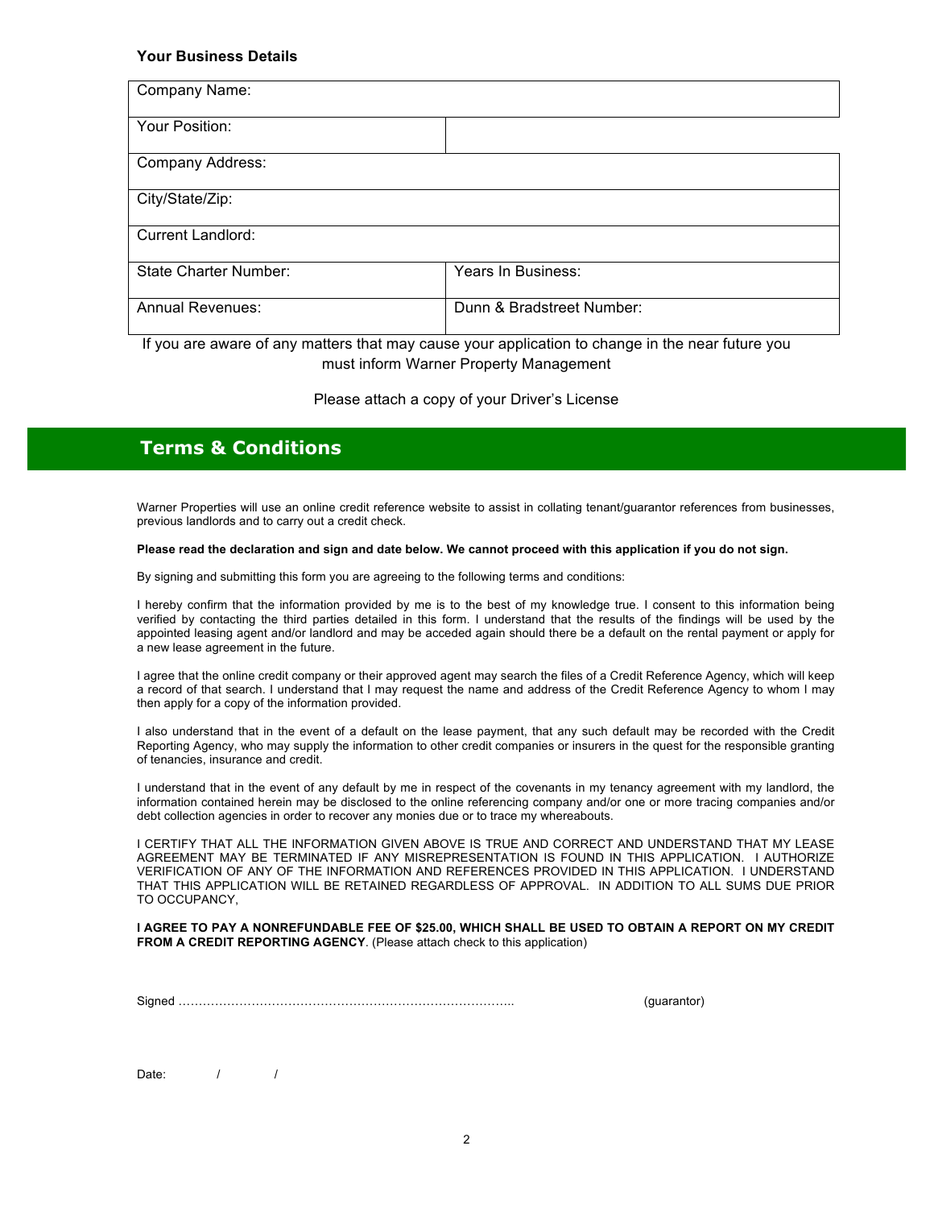### Your Business Details

| | |
|---|---|
| Company Name: | |
| Your Position: | |
| Company Address: | |
| City/State/Zip: | |
| Current Landlord: | |
| State Charter Number: | Years In Business: |
| Annual Revenues: | Dunn & Bradstreet Number: |

If you are aware of any matters that may cause your application to change in the near future you must inform Warner Property Management

Please attach a copy of your Driver's License

## Terms & Conditions

Warner Properties will use an online credit reference website to assist in collating tenant/guarantor references from businesses, previous landlords and to carry out a credit check.

**Please read the declaration and sign and date below. We cannot proceed with this application if you do not sign.**

By signing and submitting this form you are agreeing to the following terms and conditions:

I hereby confirm that the information provided by me is to the best of my knowledge true. I consent to this information being verified by contacting the third parties detailed in this form. I understand that the results of the findings will be used by the appointed leasing agent and/or landlord and may be acceded again should there be a default on the rental payment or apply for a new lease agreement in the future.

I agree that the online credit company or their approved agent may search the files of a Credit Reference Agency, which will keep a record of that search. I understand that I may request the name and address of the Credit Reference Agency to whom I may then apply for a copy of the information provided.

I also understand that in the event of a default on the lease payment, that any such default may be recorded with the Credit Reporting Agency, who may supply the information to other credit companies or insurers in the quest for the responsible granting of tenancies, insurance and credit.

I understand that in the event of any default by me in respect of the covenants in my tenancy agreement with my landlord, the information contained herein may be disclosed to the online referencing company and/or one or more tracing companies and/or debt collection agencies in order to recover any monies due or to trace my whereabouts.

I CERTIFY THAT ALL THE INFORMATION GIVEN ABOVE IS TRUE AND CORRECT AND UNDERSTAND THAT MY LEASE AGREEMENT MAY BE TERMINATED IF ANY MISREPRESENTATION IS FOUND IN THIS APPLICATION. I AUTHORIZE VERIFICATION OF ANY OF THE INFORMATION AND REFERENCES PROVIDED IN THIS APPLICATION. I UNDERSTAND THAT THIS APPLICATION WILL BE RETAINED REGARDLESS OF APPROVAL. IN ADDITION TO ALL SUMS DUE PRIOR TO OCCUPANCY,

**I AGREE TO PAY A NONREFUNDABLE FEE OF $25.00, WHICH SHALL BE USED TO OBTAIN A REPORT ON MY CREDIT FROM A CREDIT REPORTING AGENCY**. (Please attach check to this application)

Signed ……………………………………………………………………….. (guarantor)

Date: / /